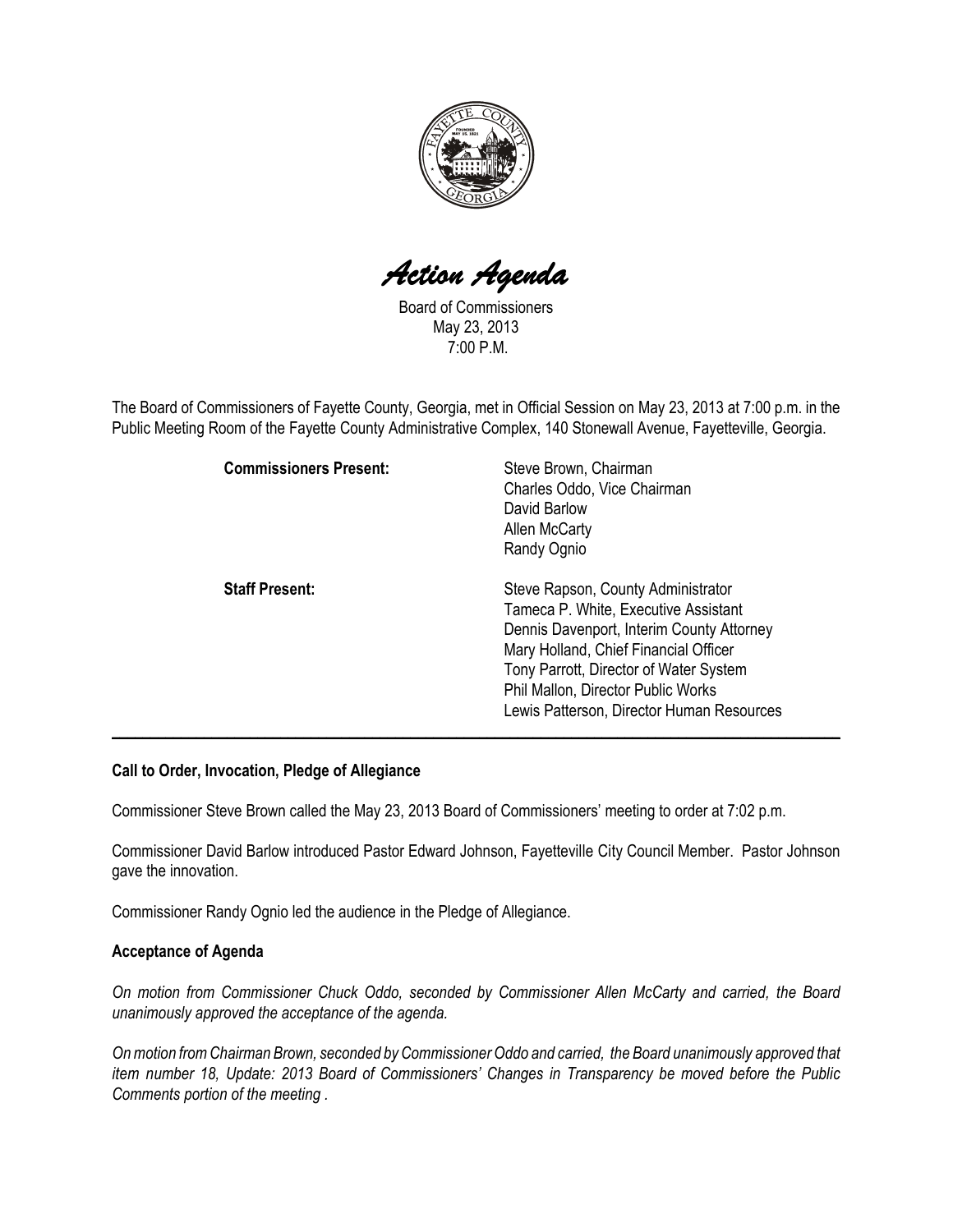# *Action Agenda*

Board of Commissioners
May 23, 2013
7:00 P.M.

The Board of Commissioners of Fayette County, Georgia, met in Official Session on May 23, 2013 at 7:00 p.m. in the Public Meeting Room of the Fayette County Administrative Complex, 140 Stonewall Avenue, Fayetteville, Georgia.

**Commissioners Present:**
- Steve Brown, Chairman
- Charles Oddo, Vice Chairman
- David Barlow
- Allen McCarty
- Randy Ognio

**Staff Present:**
- Steve Rapson, County Administrator
- Tameca P. White, Executive Assistant
- Dennis Davenport, Interim County Attorney
- Mary Holland, Chief Financial Officer
- Tony Parrott, Director of Water System
- Phil Mallon, Director Public Works
- Lewis Patterson, Director Human Resources

---

**Call to Order, Invocation, Pledge of Allegiance**

Commissioner Steve Brown called the May 23, 2013 Board of Commissioners' meeting to order at 7:02 p.m.

Commissioner David Barlow introduced Pastor Edward Johnson, Fayetteville City Council Member. Pastor Johnson gave the innovation.

Commissioner Randy Ognio led the audience in the Pledge of Allegiance.

**Acceptance of Agenda**

*On motion from Commissioner Chuck Oddo, seconded by Commissioner Allen McCarty and carried, the Board unanimously approved the acceptance of the agenda.*

*On motion from Chairman Brown, seconded by Commissioner Oddo and carried, the Board unanimously approved that item number 18, Update: 2013 Board of Commissioners' Changes in Transparency be moved before the Public Comments portion of the meeting .*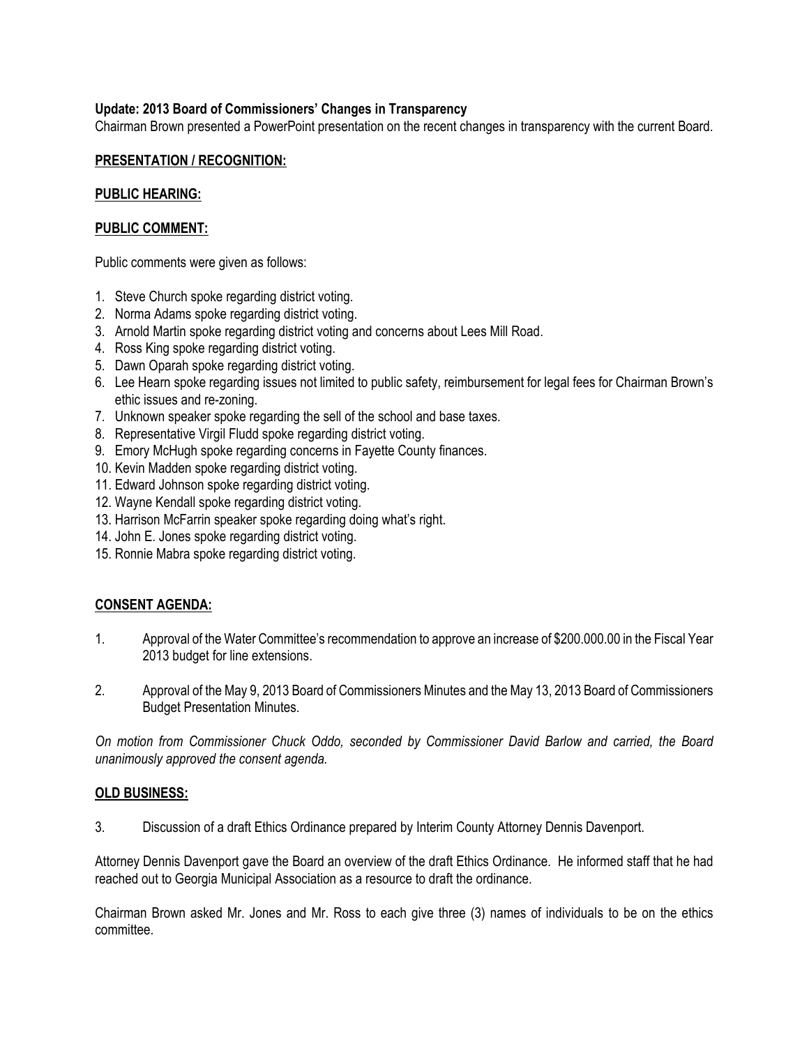**Update: 2013 Board of Commissioners' Changes in Transparency**
Chairman Brown presented a PowerPoint presentation on the recent changes in transparency with the current Board.

**PRESENTATION / RECOGNITION:**

**PUBLIC HEARING:**

**PUBLIC COMMENT:**

Public comments were given as follows:

1. Steve Church spoke regarding district voting.
2. Norma Adams spoke regarding district voting.
3. Arnold Martin spoke regarding district voting and concerns about Lees Mill Road.
4. Ross King spoke regarding district voting.
5. Dawn Oparah spoke regarding district voting.
6. Lee Hearn spoke regarding issues not limited to public safety, reimbursement for legal fees for Chairman Brown's ethic issues and re-zoning.
7. Unknown speaker spoke regarding the sell of the school and base taxes.
8. Representative Virgil Fludd spoke regarding district voting.
9. Emory McHugh spoke regarding concerns in Fayette County finances.
10. Kevin Madden spoke regarding district voting.
11. Edward Johnson spoke regarding district voting.
12. Wayne Kendall spoke regarding district voting.
13. Harrison McFarrin speaker spoke regarding doing what's right.
14. John E. Jones spoke regarding district voting.
15. Ronnie Mabra spoke regarding district voting.

**CONSENT AGENDA:**

1. Approval of the Water Committee's recommendation to approve an increase of $200.000.00 in the Fiscal Year 2013 budget for line extensions.

2. Approval of the May 9, 2013 Board of Commissioners Minutes and the May 13, 2013 Board of Commissioners Budget Presentation Minutes.

*On motion from Commissioner Chuck Oddo, seconded by Commissioner David Barlow and carried, the Board unanimously approved the consent agenda.*

**OLD BUSINESS:**

3. Discussion of a draft Ethics Ordinance prepared by Interim County Attorney Dennis Davenport.

Attorney Dennis Davenport gave the Board an overview of the draft Ethics Ordinance. He informed staff that he had reached out to Georgia Municipal Association as a resource to draft the ordinance.

Chairman Brown asked Mr. Jones and Mr. Ross to each give three (3) names of individuals to be on the ethics committee.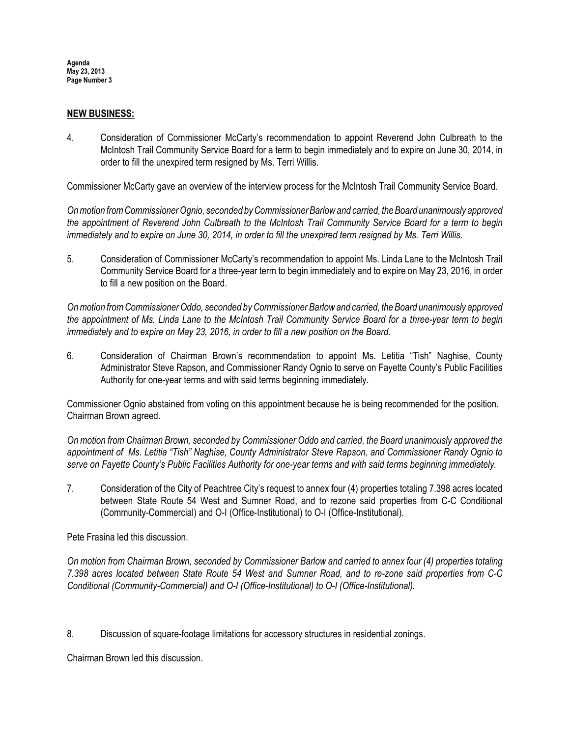## NEW BUSINESS:

4. Consideration of Commissioner McCarty's recommendation to appoint Reverend John Culbreath to the McIntosh Trail Community Service Board for a term to begin immediately and to expire on June 30, 2014, in order to fill the unexpired term resigned by Ms. Terri Willis.

Commissioner McCarty gave an overview of the interview process for the McIntosh Trail Community Service Board.

*On motion from Commissioner Ognio, seconded by Commissioner Barlow and carried, the Board unanimously approved the appointment of Reverend John Culbreath to the McIntosh Trail Community Service Board for a term to begin immediately and to expire on June 30, 2014, in order to fill the unexpired term resigned by Ms. Terri Willis.*

5. Consideration of Commissioner McCarty's recommendation to appoint Ms. Linda Lane to the McIntosh Trail Community Service Board for a three-year term to begin immediately and to expire on May 23, 2016, in order to fill a new position on the Board.

*On motion from Commissioner Oddo, seconded by Commissioner Barlow and carried, the Board unanimously approved the appointment of Ms. Linda Lane to the McIntosh Trail Community Service Board for a three-year term to begin immediately and to expire on May 23, 2016, in order to fill a new position on the Board.*

6. Consideration of Chairman Brown's recommendation to appoint Ms. Letitia "Tish" Naghise, County Administrator Steve Rapson, and Commissioner Randy Ognio to serve on Fayette County's Public Facilities Authority for one-year terms and with said terms beginning immediately.

Commissioner Ognio abstained from voting on this appointment because he is being recommended for the position. Chairman Brown agreed.

*On motion from Chairman Brown, seconded by Commissioner Oddo and carried, the Board unanimously approved the appointment of Ms. Letitia "Tish" Naghise, County Administrator Steve Rapson, and Commissioner Randy Ognio to serve on Fayette County's Public Facilities Authority for one-year terms and with said terms beginning immediately.*

7. Consideration of the City of Peachtree City's request to annex four (4) properties totaling 7.398 acres located between State Route 54 West and Sumner Road, and to rezone said properties from C-C Conditional (Community-Commercial) and O-I (Office-Institutional) to O-I (Office-Institutional).

Pete Frasina led this discussion.

*On motion from Chairman Brown, seconded by Commissioner Barlow and carried to annex four (4) properties totaling 7.398 acres located between State Route 54 West and Sumner Road, and to re-zone said properties from C-C Conditional (Community-Commercial) and O-I (Office-Institutional) to O-I (Office-Institutional).*

8. Discussion of square-footage limitations for accessory structures in residential zonings.

Chairman Brown led this discussion.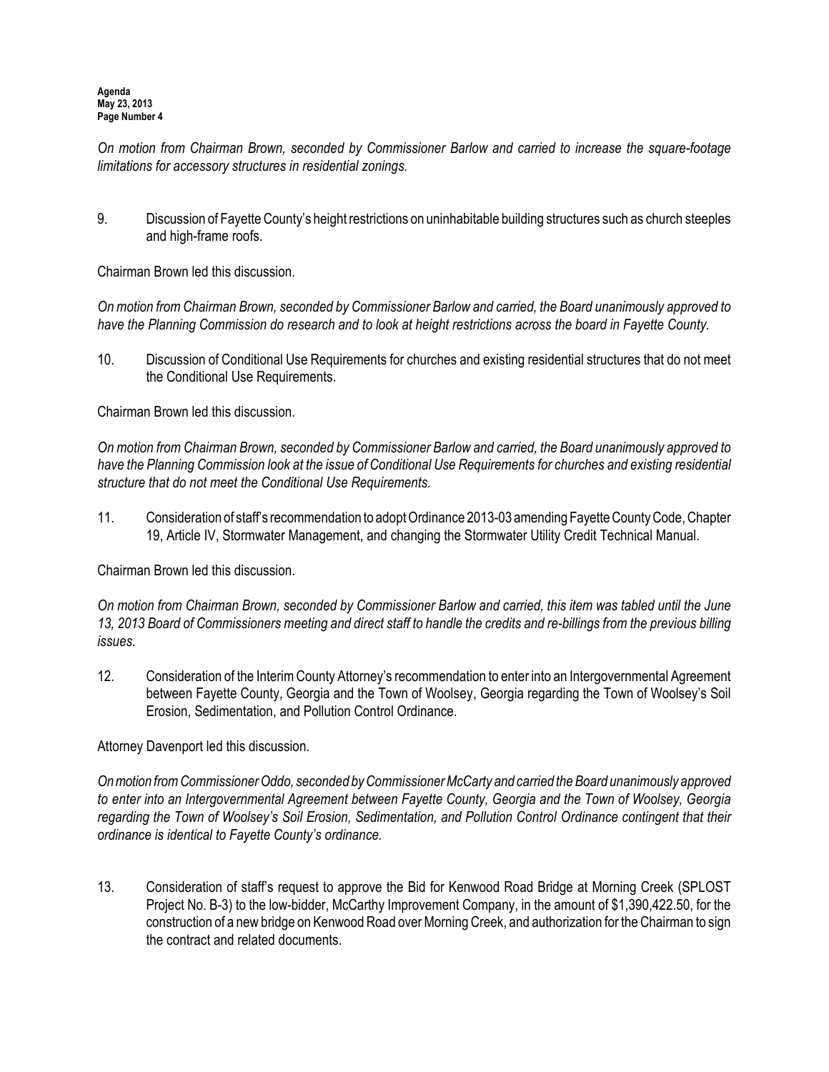*On motion from Chairman Brown, seconded by Commissioner Barlow and carried to increase the square-footage limitations for accessory structures in residential zonings.*

9. Discussion of Fayette County's height restrictions on uninhabitable building structures such as church steeples and high-frame roofs.

Chairman Brown led this discussion.

*On motion from Chairman Brown, seconded by Commissioner Barlow and carried, the Board unanimously approved to have the Planning Commission do research and to look at height restrictions across the board in Fayette County.*

10. Discussion of Conditional Use Requirements for churches and existing residential structures that do not meet the Conditional Use Requirements.

Chairman Brown led this discussion.

*On motion from Chairman Brown, seconded by Commissioner Barlow and carried, the Board unanimously approved to have the Planning Commission look at the issue of Conditional Use Requirements for churches and existing residential structure that do not meet the Conditional Use Requirements.*

11. Consideration of staff's recommendation to adopt Ordinance 2013-03 amending Fayette County Code, Chapter 19, Article IV, Stormwater Management, and changing the Stormwater Utility Credit Technical Manual.

Chairman Brown led this discussion.

*On motion from Chairman Brown, seconded by Commissioner Barlow and carried, this item was tabled until the June 13, 2013 Board of Commissioners meeting and direct staff to handle the credits and re-billings from the previous billing issues.*

12. Consideration of the Interim County Attorney's recommendation to enter into an Intergovernmental Agreement between Fayette County, Georgia and the Town of Woolsey, Georgia regarding the Town of Woolsey's Soil Erosion, Sedimentation, and Pollution Control Ordinance.

Attorney Davenport led this discussion.

*On motion from Commissioner Oddo, seconded by Commissioner McCarty and carried the Board unanimously approved to enter into an Intergovernmental Agreement between Fayette County, Georgia and the Town of Woolsey, Georgia regarding the Town of Woolsey's Soil Erosion, Sedimentation, and Pollution Control Ordinance contingent that their ordinance is identical to Fayette County's ordinance.*

13. Consideration of staff's request to approve the Bid for Kenwood Road Bridge at Morning Creek (SPLOST Project No. B-3) to the low-bidder, McCarthy Improvement Company, in the amount of $1,390,422.50, for the construction of a new bridge on Kenwood Road over Morning Creek, and authorization for the Chairman to sign the contract and related documents.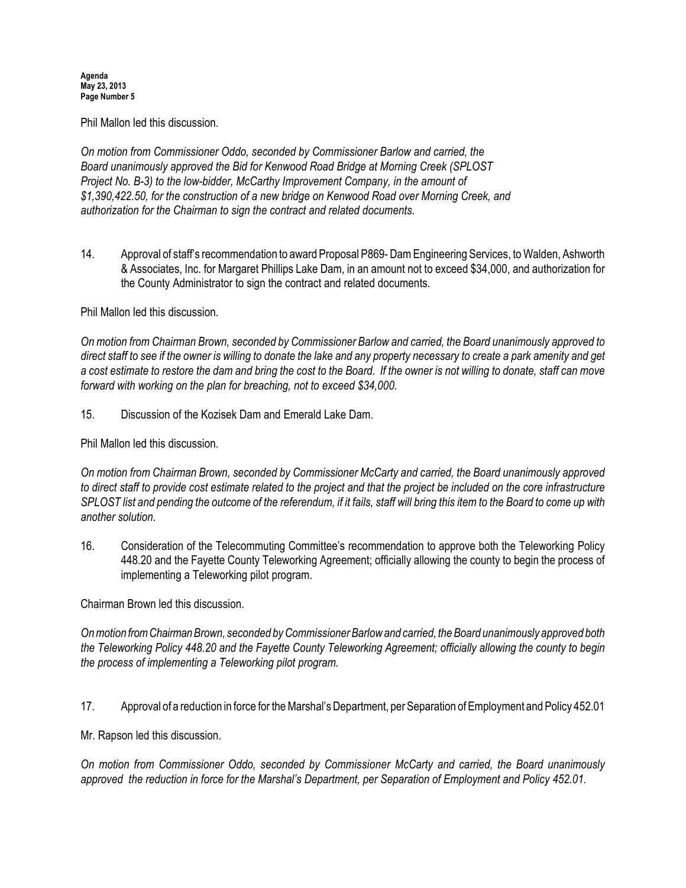Phil Mallon led this discussion.

*On motion from Commissioner Oddo, seconded by Commissioner Barlow and carried, the Board unanimously approved the Bid for Kenwood Road Bridge at Morning Creek (SPLOST Project No. B-3) to the low-bidder, McCarthy Improvement Company, in the amount of $1,390,422.50, for the construction of a new bridge on Kenwood Road over Morning Creek, and authorization for the Chairman to sign the contract and related documents.*

14. Approval of staff's recommendation to award Proposal P869- Dam Engineering Services, to Walden, Ashworth & Associates, Inc. for Margaret Phillips Lake Dam, in an amount not to exceed $34,000, and authorization for the County Administrator to sign the contract and related documents.

Phil Mallon led this discussion.

*On motion from Chairman Brown, seconded by Commissioner Barlow and carried, the Board unanimously approved to direct staff to see if the owner is willing to donate the lake and any property necessary to create a park amenity and get a cost estimate to restore the dam and bring the cost to the Board. If the owner is not willing to donate, staff can move forward with working on the plan for breaching, not to exceed $34,000.*

15. Discussion of the Kozisek Dam and Emerald Lake Dam.

Phil Mallon led this discussion.

*On motion from Chairman Brown, seconded by Commissioner McCarty and carried, the Board unanimously approved to direct staff to provide cost estimate related to the project and that the project be included on the core infrastructure SPLOST list and pending the outcome of the referendum, if it fails, staff will bring this item to the Board to come up with another solution.*

16. Consideration of the Telecommuting Committee's recommendation to approve both the Teleworking Policy 448.20 and the Fayette County Teleworking Agreement; officially allowing the county to begin the process of implementing a Teleworking pilot program.

Chairman Brown led this discussion.

*On motion from Chairman Brown, seconded by Commissioner Barlow and carried, the Board unanimously approved both the Teleworking Policy 448.20 and the Fayette County Teleworking Agreement; officially allowing the county to begin the process of implementing a Teleworking pilot program.*

17. Approval of a reduction in force for the Marshal's Department, per Separation of Employment and Policy 452.01

Mr. Rapson led this discussion.

*On motion from Commissioner Oddo, seconded by Commissioner McCarty and carried, the Board unanimously approved the reduction in force for the Marshal's Department, per Separation of Employment and Policy 452.01.*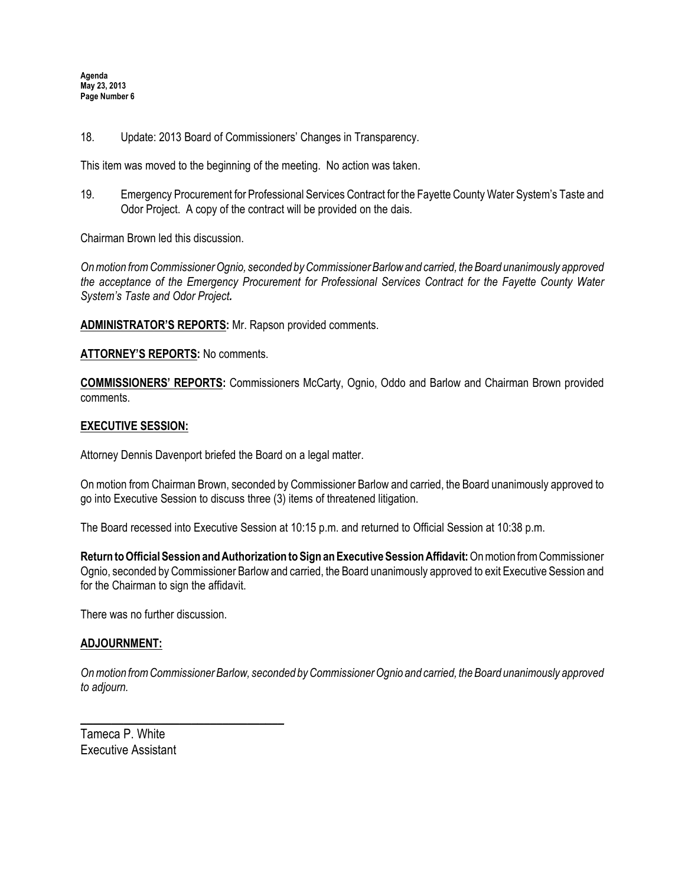18. Update: 2013 Board of Commissioners' Changes in Transparency.

This item was moved to the beginning of the meeting. No action was taken.

19. Emergency Procurement for Professional Services Contract for the Fayette County Water System's Taste and Odor Project. A copy of the contract will be provided on the dais.

Chairman Brown led this discussion.

*On motion from Commissioner Ognio, seconded by Commissioner Barlow and carried, the Board unanimously approved the acceptance of the Emergency Procurement for Professional Services Contract for the Fayette County Water System's Taste and Odor Project.*

**ADMINISTRATOR'S REPORTS:** Mr. Rapson provided comments.

**ATTORNEY'S REPORTS:** No comments.

**COMMISSIONERS' REPORTS:** Commissioners McCarty, Ognio, Oddo and Barlow and Chairman Brown provided comments.

**EXECUTIVE SESSION:**

Attorney Dennis Davenport briefed the Board on a legal matter.

On motion from Chairman Brown, seconded by Commissioner Barlow and carried, the Board unanimously approved to go into Executive Session to discuss three (3) items of threatened litigation.

The Board recessed into Executive Session at 10:15 p.m. and returned to Official Session at 10:38 p.m.

**Return to Official Session and Authorization to Sign an Executive Session Affidavit:** On motion from Commissioner Ognio, seconded by Commissioner Barlow and carried, the Board unanimously approved to exit Executive Session and for the Chairman to sign the affidavit.

There was no further discussion.

**ADJOURNMENT:**

*On motion from Commissioner Barlow, seconded by Commissioner Ognio and carried, the Board unanimously approved to adjourn.*

\_\_\_\_\_\_\_\_\_\_\_\_\_\_\_\_\_\_\_\_\_\_\_\_\_\_\_\_\_\_

Tameca P. White
Executive Assistant